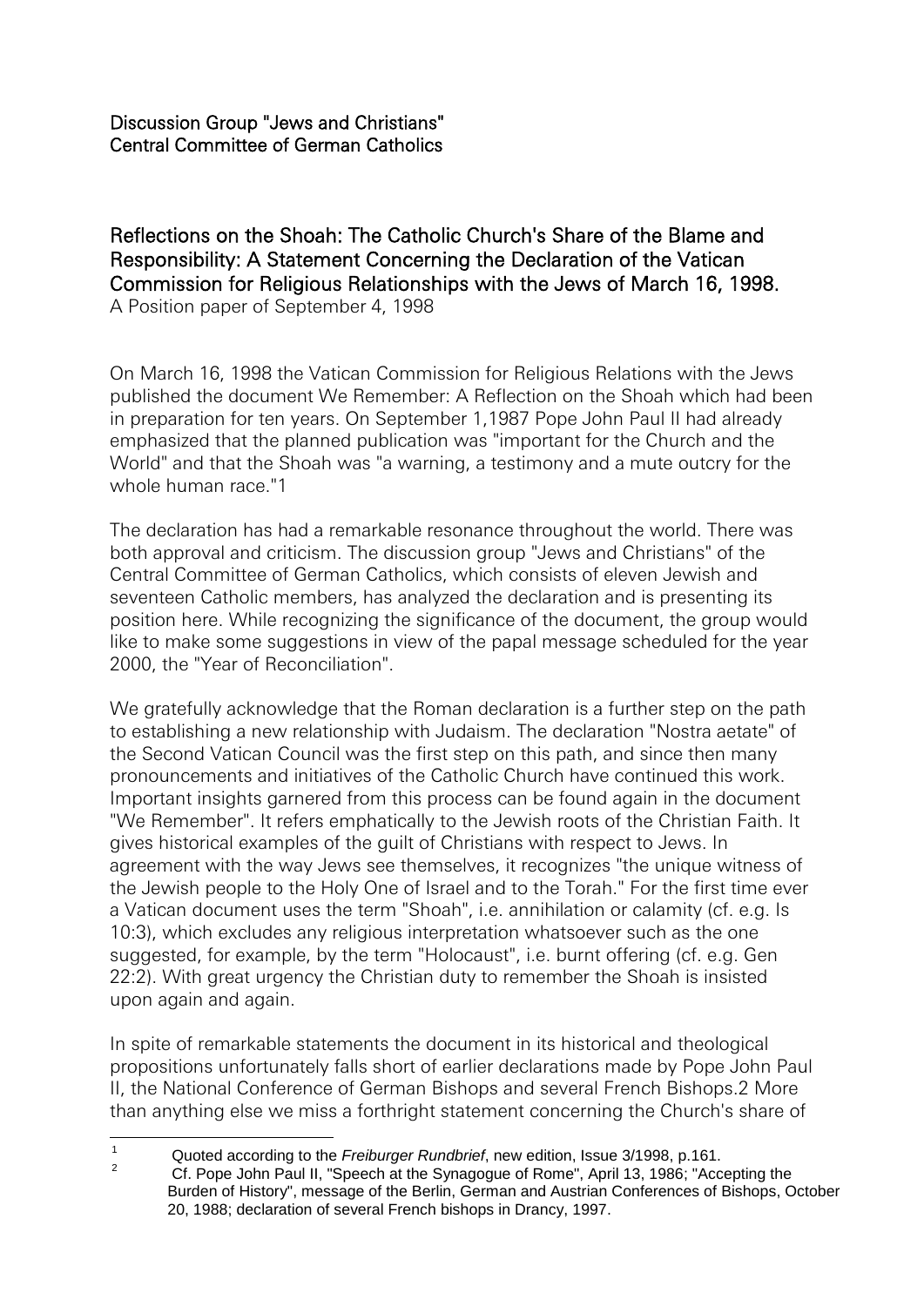Discussion Group "Jews and Christians"
Central Committee of German Catholics

# Reflections on the Shoah: The Catholic Church's Share of the Blame and Responsibility: A Statement Concerning the Declaration of the Vatican Commission for Religious Relationships with the Jews of March 16, 1998.

A Position paper of September 4, 1998

On March 16, 1998 the Vatican Commission for Religious Relations with the Jews published the document We Remember: A Reflection on the Shoah which had been in preparation for ten years. On September 1,1987 Pope John Paul II had already emphasized that the planned publication was "important for the Church and the World" and that the Shoah was "a warning, a testimony and a mute outcry for the whole human race."[1]

The declaration has had a remarkable resonance throughout the world. There was both approval and criticism. The discussion group "Jews and Christians" of the Central Committee of German Catholics, which consists of eleven Jewish and seventeen Catholic members, has analyzed the declaration and is presenting its position here. While recognizing the significance of the document, the group would like to make some suggestions in view of the papal message scheduled for the year 2000, the "Year of Reconciliation".

We gratefully acknowledge that the Roman declaration is a further step on the path to establishing a new relationship with Judaism. The declaration "Nostra aetate" of the Second Vatican Council was the first step on this path, and since then many pronouncements and initiatives of the Catholic Church have continued this work. Important insights garnered from this process can be found again in the document "We Remember". It refers emphatically to the Jewish roots of the Christian Faith. It gives historical examples of the guilt of Christians with respect to Jews. In agreement with the way Jews see themselves, it recognizes "the unique witness of the Jewish people to the Holy One of Israel and to the Torah." For the first time ever a Vatican document uses the term "Shoah", i.e. annihilation or calamity (cf. e.g. Is 10:3), which excludes any religious interpretation whatsoever such as the one suggested, for example, by the term "Holocaust", i.e. burnt offering (cf. e.g. Gen 22:2). With great urgency the Christian duty to remember the Shoah is insisted upon again and again.

In spite of remarkable statements the document in its historical and theological propositions unfortunately falls short of earlier declarations made by Pope John Paul II, the National Conference of German Bishops and several French Bishops.[2] More than anything else we miss a forthright statement concerning the Church's share of

---

[1] Quoted according to the *Freiburger Rundbrief*, new edition, Issue 3/1998, p.161.

[2] Cf. Pope John Paul II, "Speech at the Synagogue of Rome", April 13, 1986; "Accepting the Burden of History", message of the Berlin, German and Austrian Conferences of Bishops, October 20, 1988; declaration of several French bishops in Drancy, 1997.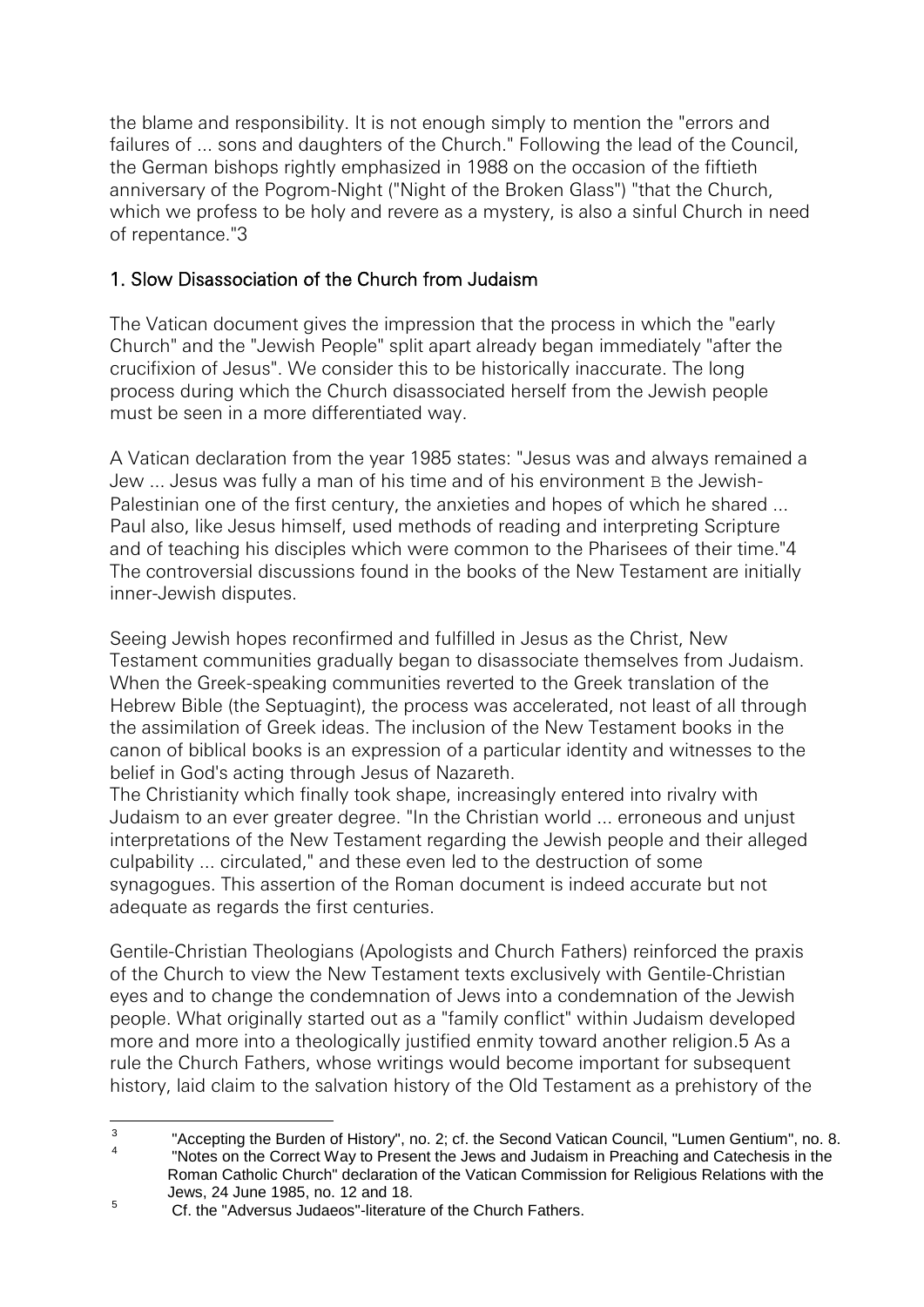the blame and responsibility. It is not enough simply to mention the "errors and failures of ... sons and daughters of the Church." Following the lead of the Council, the German bishops rightly emphasized in 1988 on the occasion of the fiftieth anniversary of the Pogrom-Night ("Night of the Broken Glass") "that the Church, which we profess to be holy and revere as a mystery, is also a sinful Church in need of repentance."[3]

## 1. Slow Disassociation of the Church from Judaism

The Vatican document gives the impression that the process in which the "early Church" and the "Jewish People" split apart already began immediately "after the crucifixion of Jesus". We consider this to be historically inaccurate. The long process during which the Church disassociated herself from the Jewish people must be seen in a more differentiated way.

A Vatican declaration from the year 1985 states: "Jesus was and always remained a Jew ... Jesus was fully a man of his time and of his environment B the Jewish-Palestinian one of the first century, the anxieties and hopes of which he shared ... Paul also, like Jesus himself, used methods of reading and interpreting Scripture and of teaching his disciples which were common to the Pharisees of their time."[4] The controversial discussions found in the books of the New Testament are initially inner-Jewish disputes.

Seeing Jewish hopes reconfirmed and fulfilled in Jesus as the Christ, New Testament communities gradually began to disassociate themselves from Judaism. When the Greek-speaking communities reverted to the Greek translation of the Hebrew Bible (the Septuagint), the process was accelerated, not least of all through the assimilation of Greek ideas. The inclusion of the New Testament books in the canon of biblical books is an expression of a particular identity and witnesses to the belief in God's acting through Jesus of Nazareth.
The Christianity which finally took shape, increasingly entered into rivalry with Judaism to an ever greater degree. "In the Christian world ... erroneous and unjust interpretations of the New Testament regarding the Jewish people and their alleged culpability ... circulated," and these even led to the destruction of some synagogues. This assertion of the Roman document is indeed accurate but not adequate as regards the first centuries.

Gentile-Christian Theologians (Apologists and Church Fathers) reinforced the praxis of the Church to view the New Testament texts exclusively with Gentile-Christian eyes and to change the condemnation of Jews into a condemnation of the Jewish people. What originally started out as a "family conflict" within Judaism developed more and more into a theologically justified enmity toward another religion.[5] As a rule the Church Fathers, whose writings would become important for subsequent history, laid claim to the salvation history of the Old Testament as a prehistory of the

---

[3] "Accepting the Burden of History", no. 2; cf. the Second Vatican Council, "Lumen Gentium", no. 8.

[4] "Notes on the Correct Way to Present the Jews and Judaism in Preaching and Catechesis in the Roman Catholic Church" declaration of the Vatican Commission for Religious Relations with the Jews, 24 June 1985, no. 12 and 18.

[5] Cf. the "Adversus Judaeos"-literature of the Church Fathers.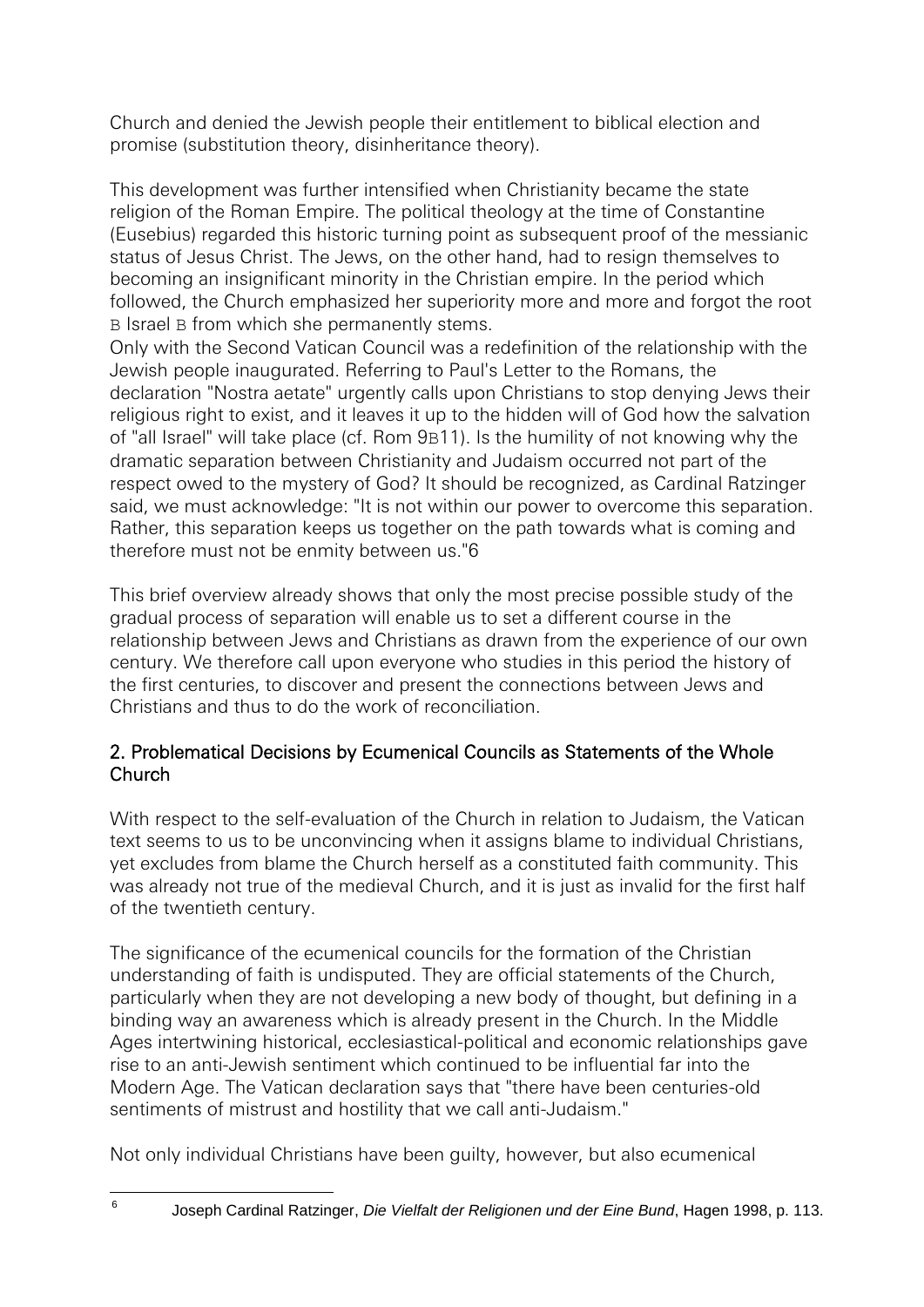Church and denied the Jewish people their entitlement to biblical election and promise (substitution theory, disinheritance theory).

This development was further intensified when Christianity became the state religion of the Roman Empire. The political theology at the time of Constantine (Eusebius) regarded this historic turning point as subsequent proof of the messianic status of Jesus Christ. The Jews, on the other hand, had to resign themselves to becoming an insignificant minority in the Christian empire. In the period which followed, the Church emphasized her superiority more and more and forgot the root B Israel B from which she permanently stems.

Only with the Second Vatican Council was a redefinition of the relationship with the Jewish people inaugurated. Referring to Paul's Letter to the Romans, the declaration "Nostra aetate" urgently calls upon Christians to stop denying Jews their religious right to exist, and it leaves it up to the hidden will of God how the salvation of "all Israel" will take place (cf. Rom 9B11). Is the humility of not knowing why the dramatic separation between Christianity and Judaism occurred not part of the respect owed to the mystery of God? It should be recognized, as Cardinal Ratzinger said, we must acknowledge: "It is not within our power to overcome this separation. Rather, this separation keeps us together on the path towards what is coming and therefore must not be enmity between us."[6]

This brief overview already shows that only the most precise possible study of the gradual process of separation will enable us to set a different course in the relationship between Jews and Christians as drawn from the experience of our own century. We therefore call upon everyone who studies in this period the history of the first centuries, to discover and present the connections between Jews and Christians and thus to do the work of reconciliation.

## 2. Problematical Decisions by Ecumenical Councils as Statements of the Whole Church

With respect to the self-evaluation of the Church in relation to Judaism, the Vatican text seems to us to be unconvincing when it assigns blame to individual Christians, yet excludes from blame the Church herself as a constituted faith community. This was already not true of the medieval Church, and it is just as invalid for the first half of the twentieth century.

The significance of the ecumenical councils for the formation of the Christian understanding of faith is undisputed. They are official statements of the Church, particularly when they are not developing a new body of thought, but defining in a binding way an awareness which is already present in the Church. In the Middle Ages intertwining historical, ecclesiastical-political and economic relationships gave rise to an anti-Jewish sentiment which continued to be influential far into the Modern Age. The Vatican declaration says that "there have been centuries-old sentiments of mistrust and hostility that we call anti-Judaism."

Not only individual Christians have been guilty, however, but also ecumenical

[6] Joseph Cardinal Ratzinger, *Die Vielfalt der Religionen und der Eine Bund*, Hagen 1998, p. 113.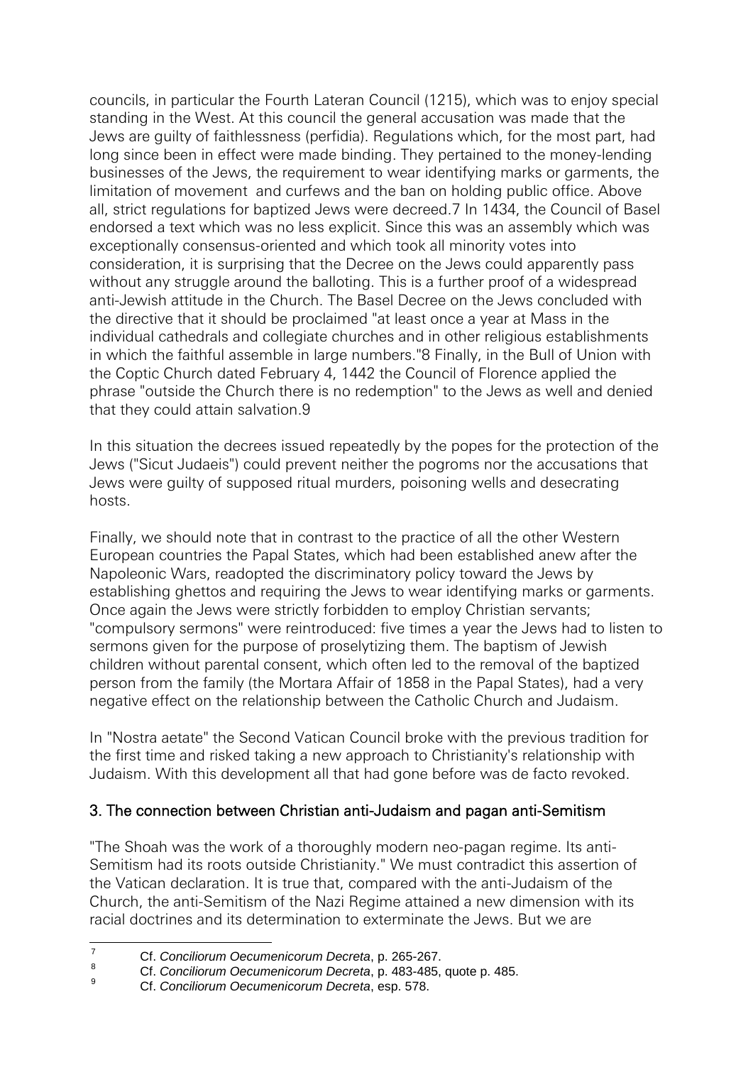councils, in particular the Fourth Lateran Council (1215), which was to enjoy special standing in the West. At this council the general accusation was made that the Jews are guilty of faithlessness (perfidia). Regulations which, for the most part, had long since been in effect were made binding. They pertained to the money-lending businesses of the Jews, the requirement to wear identifying marks or garments, the limitation of movement and curfews and the ban on holding public office. Above all, strict regulations for baptized Jews were decreed.[7] In 1434, the Council of Basel endorsed a text which was no less explicit. Since this was an assembly which was exceptionally consensus-oriented and which took all minority votes into consideration, it is surprising that the Decree on the Jews could apparently pass without any struggle around the balloting. This is a further proof of a widespread anti-Jewish attitude in the Church. The Basel Decree on the Jews concluded with the directive that it should be proclaimed "at least once a year at Mass in the individual cathedrals and collegiate churches and in other religious establishments in which the faithful assemble in large numbers."[8] Finally, in the Bull of Union with the Coptic Church dated February 4, 1442 the Council of Florence applied the phrase "outside the Church there is no redemption" to the Jews as well and denied that they could attain salvation.[9]

In this situation the decrees issued repeatedly by the popes for the protection of the Jews ("Sicut Judaeis") could prevent neither the pogroms nor the accusations that Jews were guilty of supposed ritual murders, poisoning wells and desecrating hosts.

Finally, we should note that in contrast to the practice of all the other Western European countries the Papal States, which had been established anew after the Napoleonic Wars, readopted the discriminatory policy toward the Jews by establishing ghettos and requiring the Jews to wear identifying marks or garments. Once again the Jews were strictly forbidden to employ Christian servants; "compulsory sermons" were reintroduced: five times a year the Jews had to listen to sermons given for the purpose of proselytizing them. The baptism of Jewish children without parental consent, which often led to the removal of the baptized person from the family (the Mortara Affair of 1858 in the Papal States), had a very negative effect on the relationship between the Catholic Church and Judaism.

In "Nostra aetate" the Second Vatican Council broke with the previous tradition for the first time and risked taking a new approach to Christianity's relationship with Judaism. With this development all that had gone before was de facto revoked.

## 3. The connection between Christian anti-Judaism and pagan anti-Semitism

"The Shoah was the work of a thoroughly modern neo-pagan regime. Its anti-Semitism had its roots outside Christianity." We must contradict this assertion of the Vatican declaration. It is true that, compared with the anti-Judaism of the Church, the anti-Semitism of the Nazi Regime attained a new dimension with its racial doctrines and its determination to exterminate the Jews. But we are

---

[7] Cf. *Conciliorum Oecumenicorum Decreta*, p. 265-267.

[8] Cf. *Conciliorum Oecumenicorum Decreta*, p. 483-485, quote p. 485.

[9] Cf. *Conciliorum Oecumenicorum Decreta*, esp. 578.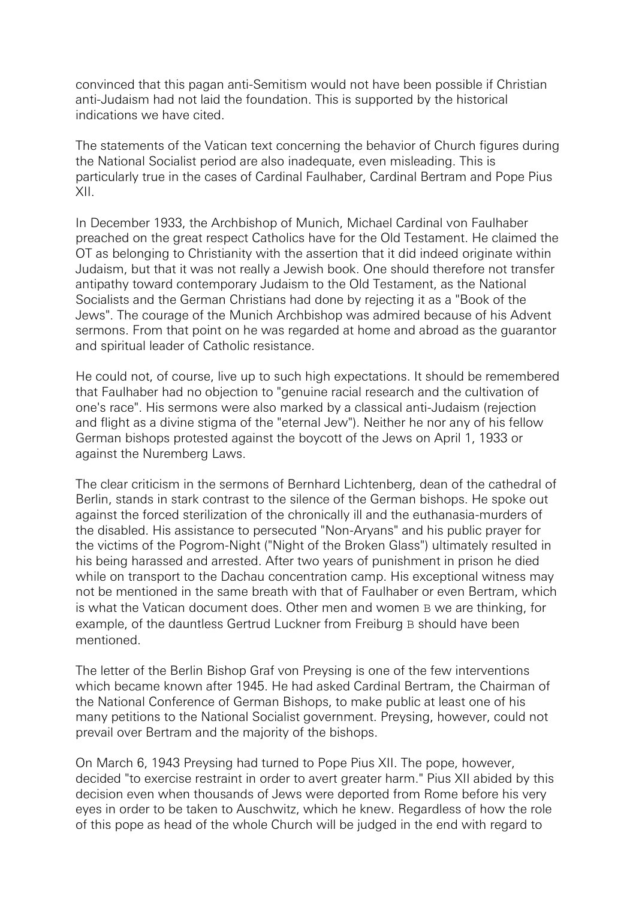convinced that this pagan anti-Semitism would not have been possible if Christian anti-Judaism had not laid the foundation. This is supported by the historical indications we have cited.

The statements of the Vatican text concerning the behavior of Church figures during the National Socialist period are also inadequate, even misleading. This is particularly true in the cases of Cardinal Faulhaber, Cardinal Bertram and Pope Pius XII.

In December 1933, the Archbishop of Munich, Michael Cardinal von Faulhaber preached on the great respect Catholics have for the Old Testament. He claimed the OT as belonging to Christianity with the assertion that it did indeed originate within Judaism, but that it was not really a Jewish book. One should therefore not transfer antipathy toward contemporary Judaism to the Old Testament, as the National Socialists and the German Christians had done by rejecting it as a "Book of the Jews". The courage of the Munich Archbishop was admired because of his Advent sermons. From that point on he was regarded at home and abroad as the guarantor and spiritual leader of Catholic resistance.

He could not, of course, live up to such high expectations. It should be remembered that Faulhaber had no objection to "genuine racial research and the cultivation of one's race". His sermons were also marked by a classical anti-Judaism (rejection and flight as a divine stigma of the "eternal Jew"). Neither he nor any of his fellow German bishops protested against the boycott of the Jews on April 1, 1933 or against the Nuremberg Laws.

The clear criticism in the sermons of Bernhard Lichtenberg, dean of the cathedral of Berlin, stands in stark contrast to the silence of the German bishops. He spoke out against the forced sterilization of the chronically ill and the euthanasia-murders of the disabled. His assistance to persecuted "Non-Aryans" and his public prayer for the victims of the Pogrom-Night ("Night of the Broken Glass") ultimately resulted in his being harassed and arrested. After two years of punishment in prison he died while on transport to the Dachau concentration camp. His exceptional witness may not be mentioned in the same breath with that of Faulhaber or even Bertram, which is what the Vatican document does. Other men and women B we are thinking, for example, of the dauntless Gertrud Luckner from Freiburg B should have been mentioned.

The letter of the Berlin Bishop Graf von Preysing is one of the few interventions which became known after 1945. He had asked Cardinal Bertram, the Chairman of the National Conference of German Bishops, to make public at least one of his many petitions to the National Socialist government. Preysing, however, could not prevail over Bertram and the majority of the bishops.

On March 6, 1943 Preysing had turned to Pope Pius XII. The pope, however, decided "to exercise restraint in order to avert greater harm." Pius XII abided by this decision even when thousands of Jews were deported from Rome before his very eyes in order to be taken to Auschwitz, which he knew. Regardless of how the role of this pope as head of the whole Church will be judged in the end with regard to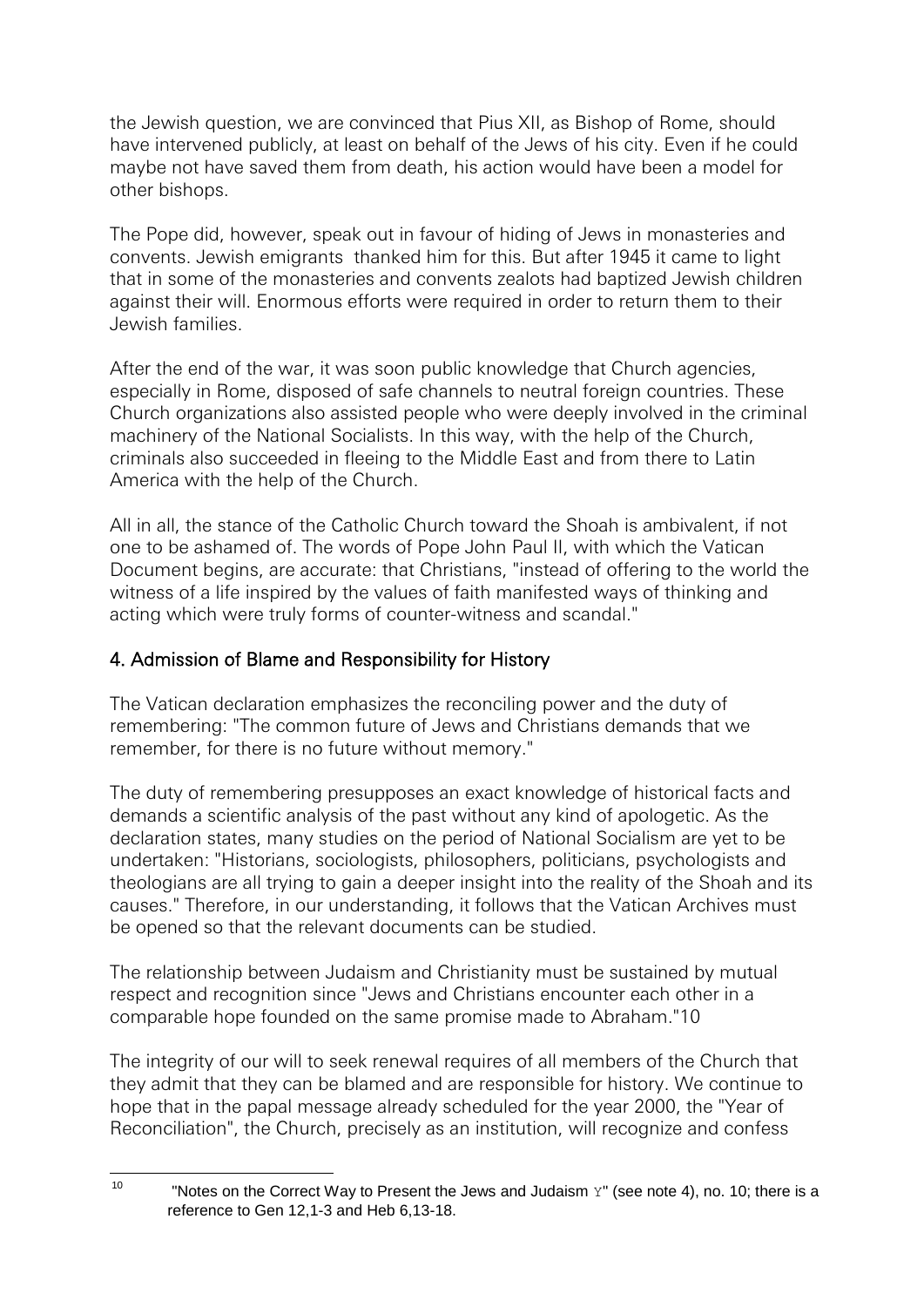the Jewish question, we are convinced that Pius XII, as Bishop of Rome, should have intervened publicly, at least on behalf of the Jews of his city. Even if he could maybe not have saved them from death, his action would have been a model for other bishops.

The Pope did, however, speak out in favour of hiding of Jews in monasteries and convents. Jewish emigrants thanked him for this. But after 1945 it came to light that in some of the monasteries and convents zealots had baptized Jewish children against their will. Enormous efforts were required in order to return them to their Jewish families.

After the end of the war, it was soon public knowledge that Church agencies, especially in Rome, disposed of safe channels to neutral foreign countries. These Church organizations also assisted people who were deeply involved in the criminal machinery of the National Socialists. In this way, with the help of the Church, criminals also succeeded in fleeing to the Middle East and from there to Latin America with the help of the Church.

All in all, the stance of the Catholic Church toward the Shoah is ambivalent, if not one to be ashamed of. The words of Pope John Paul II, with which the Vatican Document begins, are accurate: that Christians, "instead of offering to the world the witness of a life inspired by the values of faith manifested ways of thinking and acting which were truly forms of counter-witness and scandal."

## 4. Admission of Blame and Responsibility for History

The Vatican declaration emphasizes the reconciling power and the duty of remembering: "The common future of Jews and Christians demands that we remember, for there is no future without memory."

The duty of remembering presupposes an exact knowledge of historical facts and demands a scientific analysis of the past without any kind of apologetic. As the declaration states, many studies on the period of National Socialism are yet to be undertaken: "Historians, sociologists, philosophers, politicians, psychologists and theologians are all trying to gain a deeper insight into the reality of the Shoah and its causes." Therefore, in our understanding, it follows that the Vatican Archives must be opened so that the relevant documents can be studied.

The relationship between Judaism and Christianity must be sustained by mutual respect and recognition since "Jews and Christians encounter each other in a comparable hope founded on the same promise made to Abraham."[10]

The integrity of our will to seek renewal requires of all members of the Church that they admit that they can be blamed and are responsible for history. We continue to hope that in the papal message already scheduled for the year 2000, the "Year of Reconciliation", the Church, precisely as an institution, will recognize and confess

---

[10] "Notes on the Correct Way to Present the Jews and Judaism Y" (see note 4), no. 10; there is a reference to Gen 12,1-3 and Heb 6,13-18.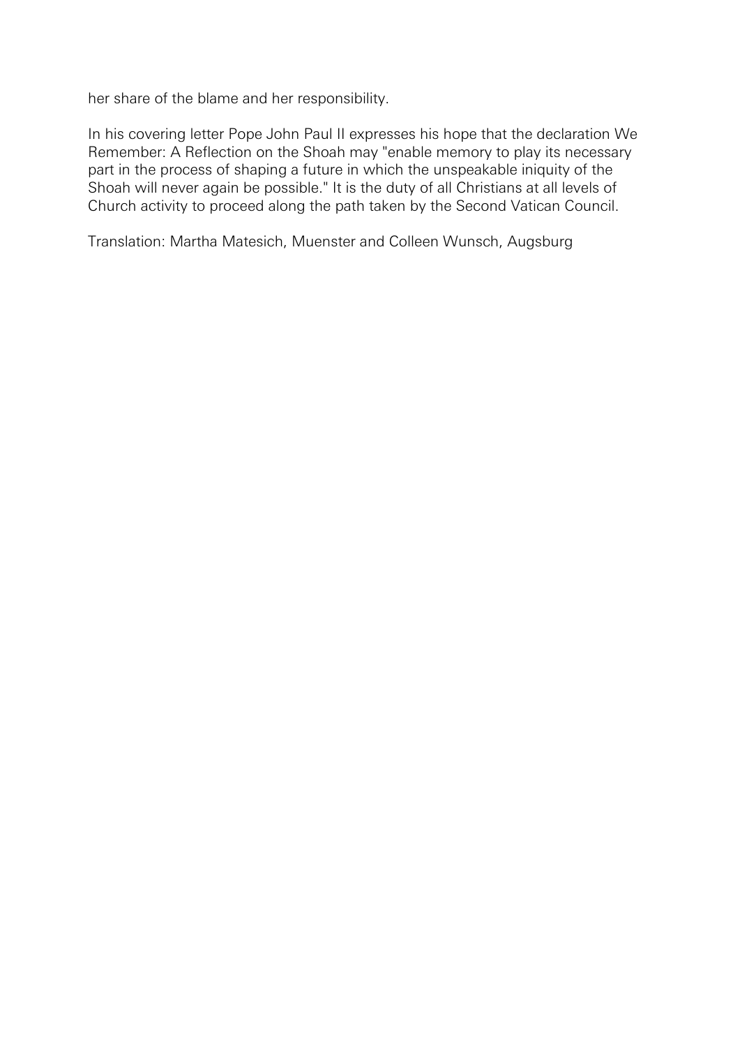her share of the blame and her responsibility.

In his covering letter Pope John Paul II expresses his hope that the declaration We Remember: A Reflection on the Shoah may "enable memory to play its necessary part in the process of shaping a future in which the unspeakable iniquity of the Shoah will never again be possible." It is the duty of all Christians at all levels of Church activity to proceed along the path taken by the Second Vatican Council.

Translation: Martha Matesich, Muenster and Colleen Wunsch, Augsburg